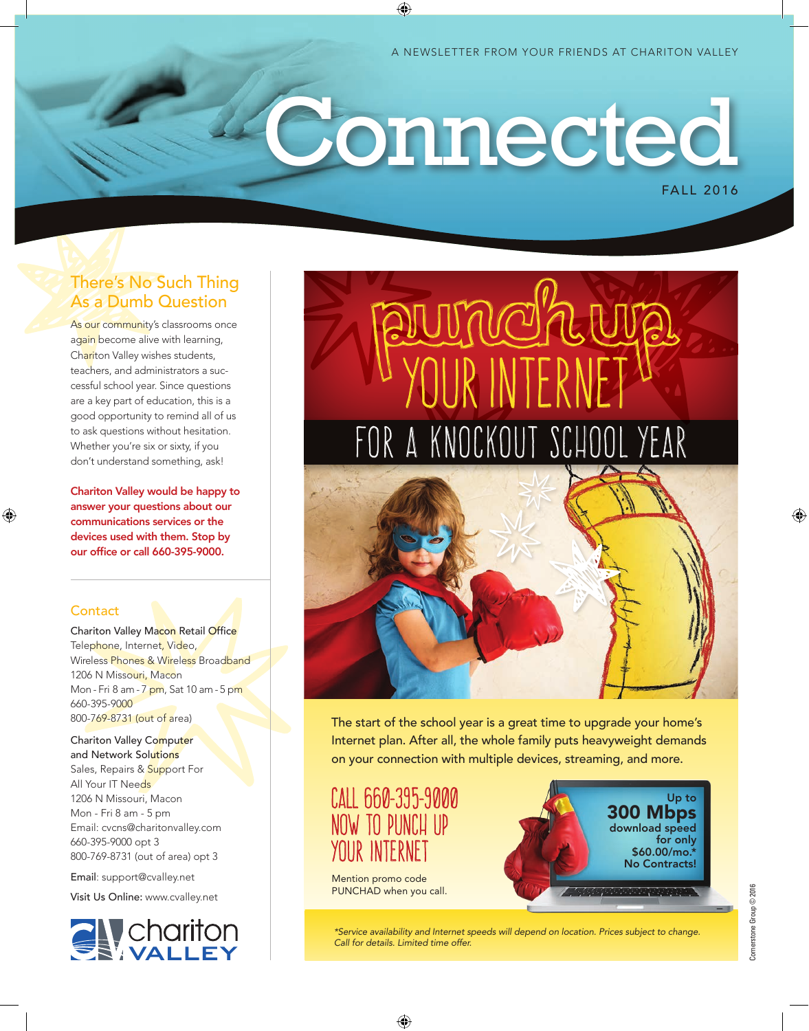A NEWSLETTER FROM YOUR FRIENDS AT CHARITON VALLEY

# Connected

FALL 2016

## There's No Such Thing As a Dumb Question

As our community's classrooms once again become alive with learning, Chariton Valley wishes students, teachers, and administrators a successful school year. Since questions are a key part of education, this is a good opportunity to remind all of us to ask questions without hesitation. Whether you're six or sixty, if you don't understand something, ask!

**Chariton Valley would be happy to answer your questions about our communications services or the devices used with them. Stop by our office or call 660-395-9000.**

## Contact

Chariton Valley Macon Retail Office
Telephone, Internet, Video, Wireless Phones & Wireless Broadband
1206 N Missouri, Macon
Mon - Fri 8 am - 7 pm, Sat 10 am - 5 pm
660-395-9000
800-769-8731 (out of area)

Chariton Valley Computer and Network Solutions
Sales, Repairs & Support For All Your IT Needs
1206 N Missouri, Macon
Mon - Fri 8 am - 5 pm
Email: cvcns@charitonvalley.com
660-395-9000 opt 3
800-769-8731 (out of area) opt 3

Email: support@cvalley.net

Visit Us Online: www.cvalley.net

chariton VALLEY

## punch up YOUR INTERNET FOR A KNOCKOUT SCHOOL YEAR

The start of the school year is a great time to upgrade your home's Internet plan. After all, the whole family puts heavyweight demands on your connection with multiple devices, streaming, and more.

CALL 660-395-9000 NOW TO PUNCH UP YOUR INTERNET

Mention promo code PUNCHAD when you call.

**Up to 300 Mbps download speed for only $60.00/mo.\* No Contracts!**

*\*Service availability and Internet speeds will depend on location. Prices subject to change. Call for details. Limited time offer.*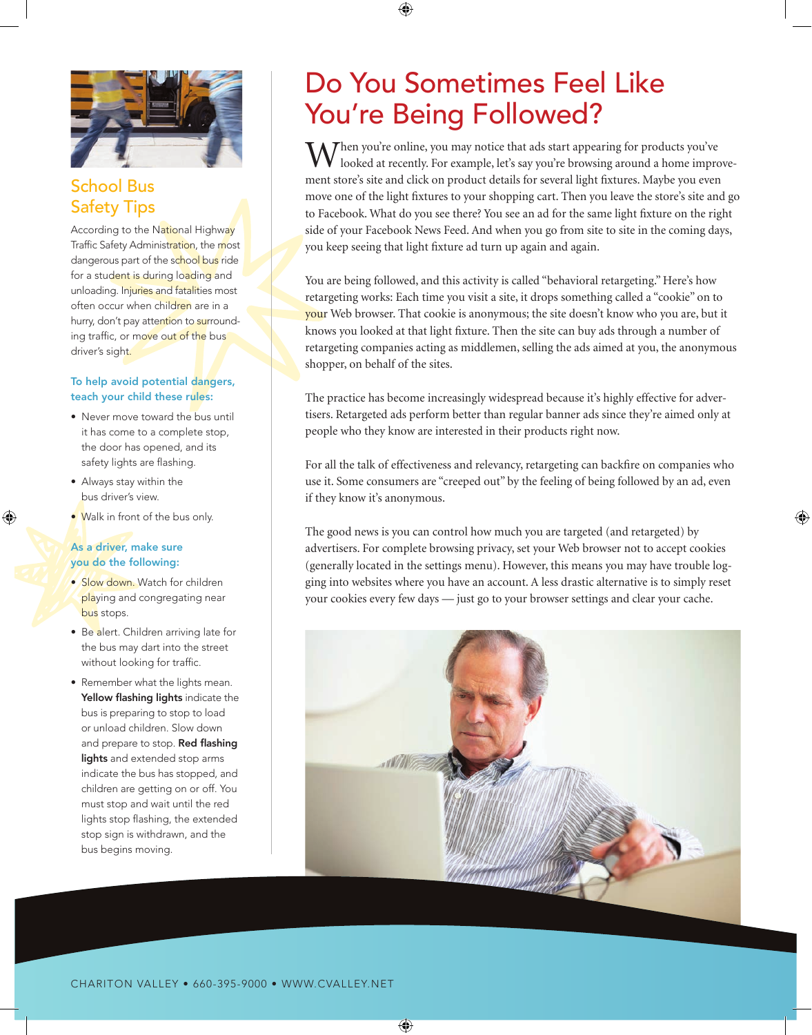## School Bus Safety Tips

According to the National Highway Traffic Safety Administration, the most dangerous part of the school bus ride for a student is during loading and unloading. Injuries and fatalities most often occur when children are in a hurry, don't pay attention to surrounding traffic, or move out of the bus driver's sight.

**To help avoid potential dangers, teach your child these rules:**

- Never move toward the bus until it has come to a complete stop, the door has opened, and its safety lights are flashing.
- Always stay within the bus driver's view.
- Walk in front of the bus only.

**As a driver, make sure you do the following:**

- Slow down. Watch for children playing and congregating near bus stops.
- Be alert. Children arriving late for the bus may dart into the street without looking for traffic.
- Remember what the lights mean. **Yellow flashing lights** indicate the bus is preparing to stop to load or unload children. Slow down and prepare to stop. **Red flashing lights** and extended stop arms indicate the bus has stopped, and children are getting on or off. You must stop and wait until the red lights stop flashing, the extended stop sign is withdrawn, and the bus begins moving.

# Do You Sometimes Feel Like You're Being Followed?

When you're online, you may notice that ads start appearing for products you've looked at recently. For example, let's say you're browsing around a home improvement store's site and click on product details for several light fixtures. Maybe you even move one of the light fixtures to your shopping cart. Then you leave the store's site and go to Facebook. What do you see there? You see an ad for the same light fixture on the right side of your Facebook News Feed. And when you go from site to site in the coming days, you keep seeing that light fixture ad turn up again and again.

You are being followed, and this activity is called "behavioral retargeting." Here's how retargeting works: Each time you visit a site, it drops something called a "cookie" on to your Web browser. That cookie is anonymous; the site doesn't know who you are, but it knows you looked at that light fixture. Then the site can buy ads through a number of retargeting companies acting as middlemen, selling the ads aimed at you, the anonymous shopper, on behalf of the sites.

The practice has become increasingly widespread because it's highly effective for advertisers. Retargeted ads perform better than regular banner ads since they're aimed only at people who they know are interested in their products right now.

For all the talk of effectiveness and relevancy, retargeting can backfire on companies who use it. Some consumers are "creeped out" by the feeling of being followed by an ad, even if they know it's anonymous.

The good news is you can control how much you are targeted (and retargeted) by advertisers. For complete browsing privacy, set your Web browser not to accept cookies (generally located in the settings menu). However, this means you may have trouble logging into websites where you have an account. A less drastic alternative is to simply reset your cookies every few days — just go to your browser settings and clear your cache.

CHARITON VALLEY • 660-395-9000 • WWW.CVALLEY.NET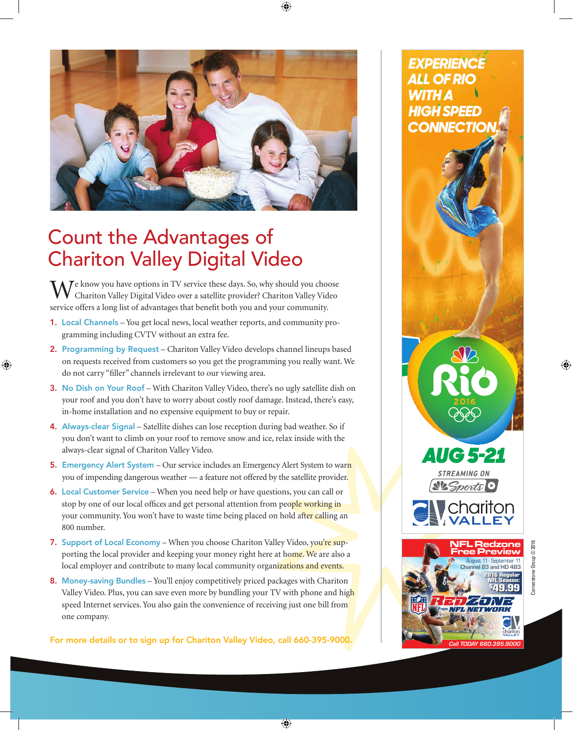# Count the Advantages of Chariton Valley Digital Video

We know you have options in TV service these days. So, why should you choose Chariton Valley Digital Video over a satellite provider? Chariton Valley Video service offers a long list of advantages that benefit both you and your community.

1. **Local Channels** – You get local news, local weather reports, and community programming including CVTV without an extra fee.
2. **Programming by Request** – Chariton Valley Video develops channel lineups based on requests received from customers so you get the programming you really want. We do not carry "filler" channels irrelevant to our viewing area.
3. **No Dish on Your Roof** – With Chariton Valley Video, there's no ugly satellite dish on your roof and you don't have to worry about costly roof damage. Instead, there's easy, in-home installation and no expensive equipment to buy or repair.
4. **Always-clear Signal** – Satellite dishes can lose reception during bad weather. So if you don't want to climb on your roof to remove snow and ice, relax inside with the always-clear signal of Chariton Valley Video.
5. **Emergency Alert System** – Our service includes an Emergency Alert System to warn you of impending dangerous weather — a feature not offered by the satellite provider.
6. **Local Customer Service** – When you need help or have questions, you can call or stop by one of our local offices and get personal attention from people working in your community. You won't have to waste time being placed on hold after calling an 800 number.
7. **Support of Local Economy** – When you choose Chariton Valley Video, you're supporting the local provider and keeping your money right here at home. We are also a local employer and contribute to many local community organizations and events.
8. **Money-saving Bundles** – You'll enjoy competitively priced packages with Chariton Valley Video. Plus, you can save even more by bundling your TV with phone and high speed Internet services. You also gain the convenience of receiving just one bill from one company.

**For more details or to sign up for Chariton Valley Video, call 660-395-9000.**

---

**EXPERIENCE ALL OF RIO WITH A HIGH SPEED CONNECTION!**

Rio 2016

**AUG 5-21**

STREAMING ON NBC Sports

Chariton Valley

---

**NFL Redzone Free Preview**

August 11 - September 11
Channel 83 and HD 483

2016 Regular NFL Season: $49.99

RedZone From NFL Network

Chariton Valley

Call TODAY 660.395.9000

Cornerstone Group © 2016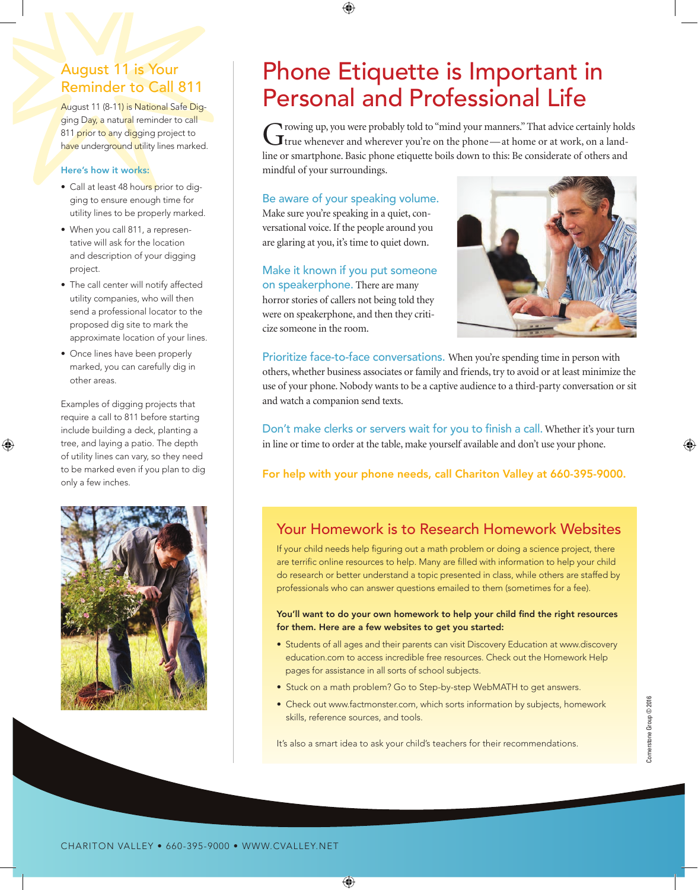## August 11 is Your Reminder to Call 811

August 11 (8-11) is National Safe Digging Day, a natural reminder to call 811 prior to any digging project to have underground utility lines marked.

### Here's how it works:

- Call at least 48 hours prior to digging to ensure enough time for utility lines to be properly marked.
- When you call 811, a representative will ask for the location and description of your digging project.
- The call center will notify affected utility companies, who will then send a professional locator to the proposed dig site to mark the approximate location of your lines.
- Once lines have been properly marked, you can carefully dig in other areas.

Examples of digging projects that require a call to 811 before starting include building a deck, planting a tree, and laying a patio. The depth of utility lines can vary, so they need to be marked even if you plan to dig only a few inches.

# Phone Etiquette is Important in Personal and Professional Life

Growing up, you were probably told to "mind your manners." That advice certainly holds true whenever and wherever you're on the phone—at home or at work, on a landline or smartphone. Basic phone etiquette boils down to this: Be considerate of others and mindful of your surroundings.

**Be aware of your speaking volume.** Make sure you're speaking in a quiet, conversational voice. If the people around you are glaring at you, it's time to quiet down.

**Make it known if you put someone on speakerphone.** There are many horror stories of callers not being told they were on speakerphone, and then they criticize someone in the room.

**Prioritize face-to-face conversations.** When you're spending time in person with others, whether business associates or family and friends, try to avoid or at least minimize the use of your phone. Nobody wants to be a captive audience to a third-party conversation or sit and watch a companion send texts.

**Don't make clerks or servers wait for you to finish a call.** Whether it's your turn in line or time to order at the table, make yourself available and don't use your phone.

**For help with your phone needs, call Chariton Valley at 660-395-9000.**

## Your Homework is to Research Homework Websites

If your child needs help figuring out a math problem or doing a science project, there are terrific online resources to help. Many are filled with information to help your child do research or better understand a topic presented in class, while others are staffed by professionals who can answer questions emailed to them (sometimes for a fee).

**You'll want to do your own homework to help your child find the right resources for them. Here are a few websites to get you started:**

- Students of all ages and their parents can visit Discovery Education at www.discoveryeducation.com to access incredible free resources. Check out the Homework Help pages for assistance in all sorts of school subjects.
- Stuck on a math problem? Go to Step-by-step WebMATH to get answers.
- Check out www.factmonster.com, which sorts information by subjects, homework skills, reference sources, and tools.

It's also a smart idea to ask your child's teachers for their recommendations.

Cornerstone Group © 2016

CHARITON VALLEY • 660-395-9000 • WWW.CVALLEY.NET